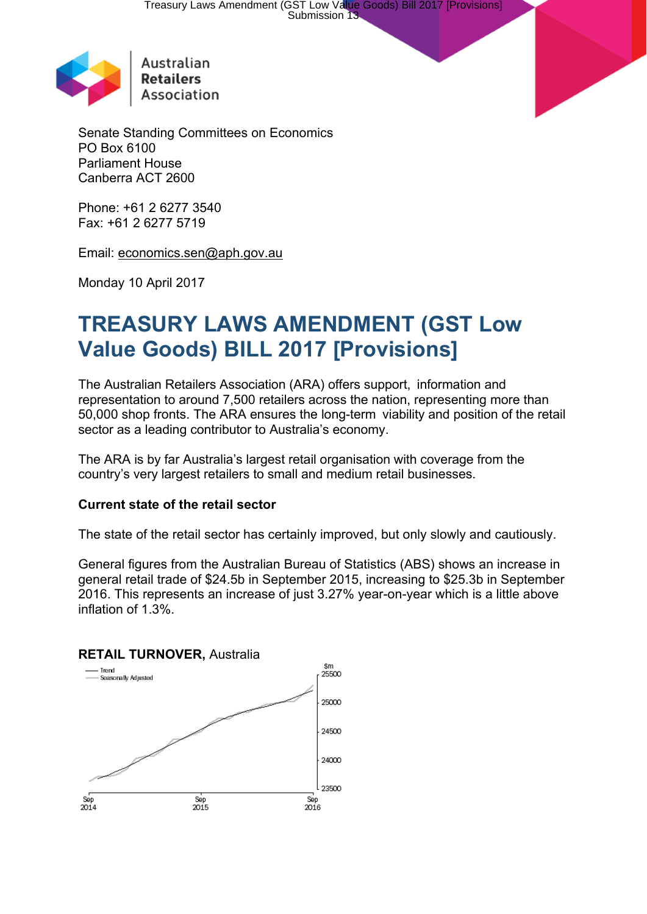Australian Retailers Association

Senate Standing Committees on Economics
PO Box 6100
Parliament House
Canberra ACT 2600

Phone: +61 2 6277 3540
Fax: +61 2 6277 5719

Email: economics.sen@aph.gov.au

Monday 10 April 2017

# TREASURY LAWS AMENDMENT (GST Low Value Goods) BILL 2017 [Provisions]

The Australian Retailers Association (ARA) offers support, information and representation to around 7,500 retailers across the nation, representing more than 50,000 shop fronts. The ARA ensures the long-term viability and position of the retail sector as a leading contributor to Australia's economy.

The ARA is by far Australia's largest retail organisation with coverage from the country's very largest retailers to small and medium retail businesses.

**Current state of the retail sector**

The state of the retail sector has certainly improved, but only slowly and cautiously.

General figures from the Australian Bureau of Statistics (ABS) shows an increase in general retail trade of $24.5b in September 2015, increasing to $25.3b in September 2016. This represents an increase of just 3.27% year-on-year which is a little above inflation of 1.3%.

**RETAIL TURNOVER,** Australia

— Trend
— Seasonally Adjusted

$m: 25500, 25000, 24500, 24000, 23500

Sep 2014, Sep 2015, Sep 2016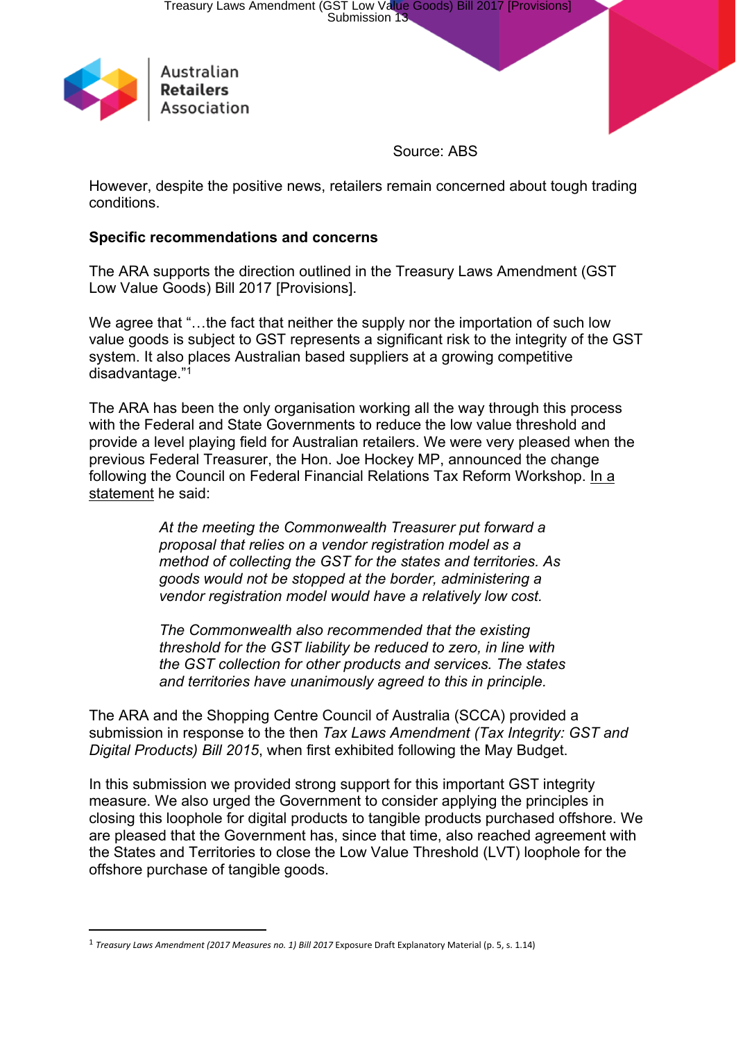Source: ABS

However, despite the positive news, retailers remain concerned about tough trading conditions.

**Specific recommendations and concerns**

The ARA supports the direction outlined in the Treasury Laws Amendment (GST Low Value Goods) Bill 2017 [Provisions].

We agree that "…the fact that neither the supply nor the importation of such low value goods is subject to GST represents a significant risk to the integrity of the GST system. It also places Australian based suppliers at a growing competitive disadvantage."[1]

The ARA has been the only organisation working all the way through this process with the Federal and State Governments to reduce the low value threshold and provide a level playing field for Australian retailers. We were very pleased when the previous Federal Treasurer, the Hon. Joe Hockey MP, announced the change following the Council on Federal Financial Relations Tax Reform Workshop. In a statement he said:

> *At the meeting the Commonwealth Treasurer put forward a proposal that relies on a vendor registration model as a method of collecting the GST for the states and territories. As goods would not be stopped at the border, administering a vendor registration model would have a relatively low cost.*
>
> *The Commonwealth also recommended that the existing threshold for the GST liability be reduced to zero, in line with the GST collection for other products and services. The states and territories have unanimously agreed to this in principle.*

The ARA and the Shopping Centre Council of Australia (SCCA) provided a submission in response to the then *Tax Laws Amendment (Tax Integrity: GST and Digital Products) Bill 2015*, when first exhibited following the May Budget.

In this submission we provided strong support for this important GST integrity measure. We also urged the Government to consider applying the principles in closing this loophole for digital products to tangible products purchased offshore. We are pleased that the Government has, since that time, also reached agreement with the States and Territories to close the Low Value Threshold (LVT) loophole for the offshore purchase of tangible goods.

---

[1] *Treasury Laws Amendment (2017 Measures no. 1) Bill 2017* Exposure Draft Explanatory Material (p. 5, s. 1.14)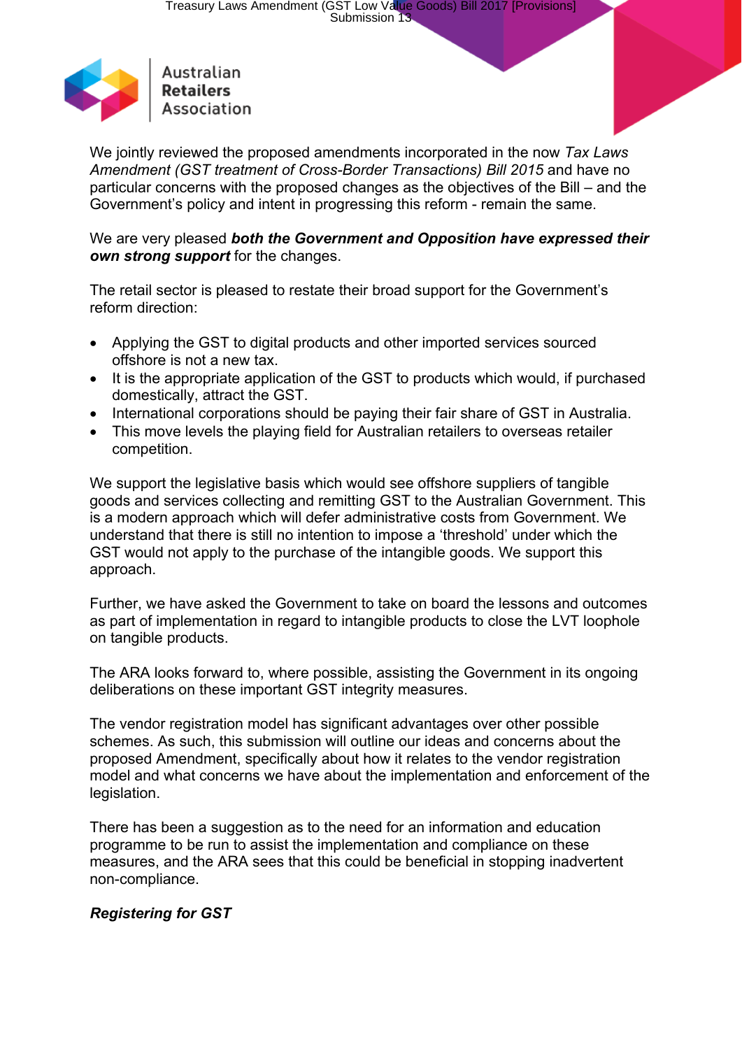We jointly reviewed the proposed amendments incorporated in the now *Tax Laws Amendment (GST treatment of Cross-Border Transactions) Bill 2015* and have no particular concerns with the proposed changes as the objectives of the Bill – and the Government's policy and intent in progressing this reform - remain the same.

We are very pleased ***both the Government and Opposition have expressed their own strong support*** for the changes.

The retail sector is pleased to restate their broad support for the Government's reform direction:

- Applying the GST to digital products and other imported services sourced offshore is not a new tax.
- It is the appropriate application of the GST to products which would, if purchased domestically, attract the GST.
- International corporations should be paying their fair share of GST in Australia.
- This move levels the playing field for Australian retailers to overseas retailer competition.

We support the legislative basis which would see offshore suppliers of tangible goods and services collecting and remitting GST to the Australian Government. This is a modern approach which will defer administrative costs from Government. We understand that there is still no intention to impose a 'threshold' under which the GST would not apply to the purchase of the intangible goods. We support this approach.

Further, we have asked the Government to take on board the lessons and outcomes as part of implementation in regard to intangible products to close the LVT loophole on tangible products.

The ARA looks forward to, where possible, assisting the Government in its ongoing deliberations on these important GST integrity measures.

The vendor registration model has significant advantages over other possible schemes. As such, this submission will outline our ideas and concerns about the proposed Amendment, specifically about how it relates to the vendor registration model and what concerns we have about the implementation and enforcement of the legislation.

There has been a suggestion as to the need for an information and education programme to be run to assist the implementation and compliance on these measures, and the ARA sees that this could be beneficial in stopping inadvertent non-compliance.

***Registering for GST***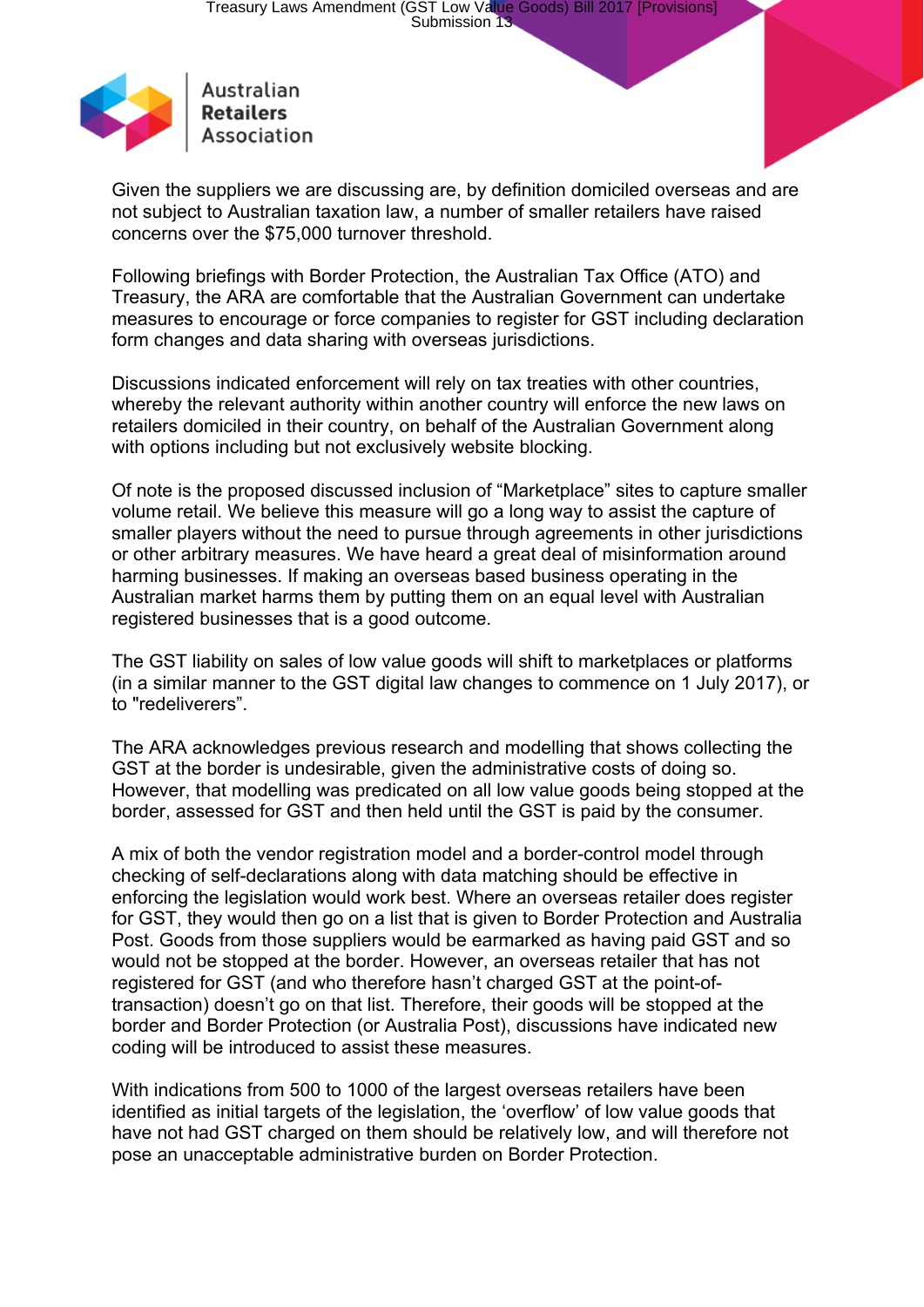Given the suppliers we are discussing are, by definition domiciled overseas and are not subject to Australian taxation law, a number of smaller retailers have raised concerns over the $75,000 turnover threshold.

Following briefings with Border Protection, the Australian Tax Office (ATO) and Treasury, the ARA are comfortable that the Australian Government can undertake measures to encourage or force companies to register for GST including declaration form changes and data sharing with overseas jurisdictions.

Discussions indicated enforcement will rely on tax treaties with other countries, whereby the relevant authority within another country will enforce the new laws on retailers domiciled in their country, on behalf of the Australian Government along with options including but not exclusively website blocking.

Of note is the proposed discussed inclusion of “Marketplace” sites to capture smaller volume retail. We believe this measure will go a long way to assist the capture of smaller players without the need to pursue through agreements in other jurisdictions or other arbitrary measures. We have heard a great deal of misinformation around harming businesses. If making an overseas based business operating in the Australian market harms them by putting them on an equal level with Australian registered businesses that is a good outcome.

The GST liability on sales of low value goods will shift to marketplaces or platforms (in a similar manner to the GST digital law changes to commence on 1 July 2017), or to "redeliverers”.

The ARA acknowledges previous research and modelling that shows collecting the GST at the border is undesirable, given the administrative costs of doing so. However, that modelling was predicated on all low value goods being stopped at the border, assessed for GST and then held until the GST is paid by the consumer.

A mix of both the vendor registration model and a border-control model through checking of self-declarations along with data matching should be effective in enforcing the legislation would work best. Where an overseas retailer does register for GST, they would then go on a list that is given to Border Protection and Australia Post. Goods from those suppliers would be earmarked as having paid GST and so would not be stopped at the border. However, an overseas retailer that has not registered for GST (and who therefore hasn’t charged GST at the point-of-transaction) doesn’t go on that list. Therefore, their goods will be stopped at the border and Border Protection (or Australia Post), discussions have indicated new coding will be introduced to assist these measures.

With indications from 500 to 1000 of the largest overseas retailers have been identified as initial targets of the legislation, the ‘overflow’ of low value goods that have not had GST charged on them should be relatively low, and will therefore not pose an unacceptable administrative burden on Border Protection.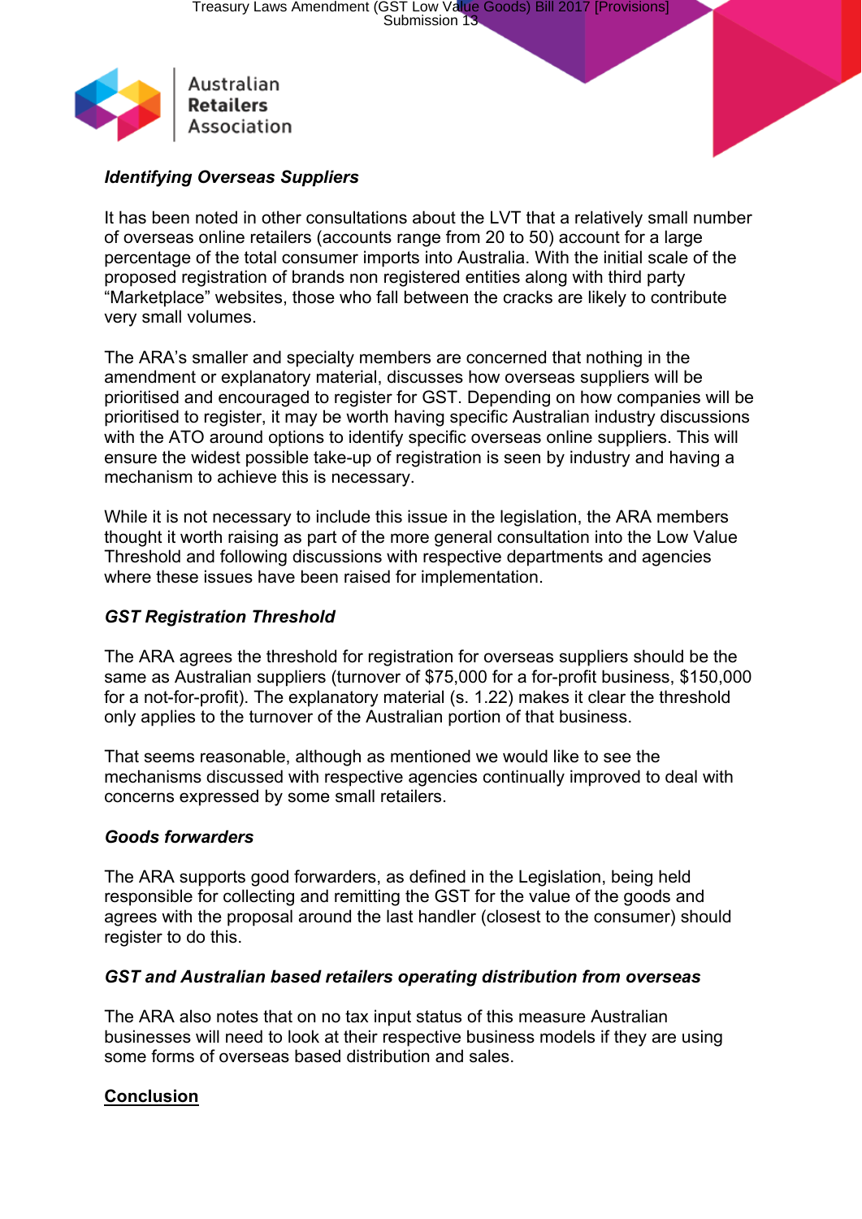### *Identifying Overseas Suppliers*

It has been noted in other consultations about the LVT that a relatively small number of overseas online retailers (accounts range from 20 to 50) account for a large percentage of the total consumer imports into Australia. With the initial scale of the proposed registration of brands non registered entities along with third party "Marketplace" websites, those who fall between the cracks are likely to contribute very small volumes.

The ARA's smaller and specialty members are concerned that nothing in the amendment or explanatory material, discusses how overseas suppliers will be prioritised and encouraged to register for GST. Depending on how companies will be prioritised to register, it may be worth having specific Australian industry discussions with the ATO around options to identify specific overseas online suppliers. This will ensure the widest possible take-up of registration is seen by industry and having a mechanism to achieve this is necessary.

While it is not necessary to include this issue in the legislation, the ARA members thought it worth raising as part of the more general consultation into the Low Value Threshold and following discussions with respective departments and agencies where these issues have been raised for implementation.

### *GST Registration Threshold*

The ARA agrees the threshold for registration for overseas suppliers should be the same as Australian suppliers (turnover of $75,000 for a for-profit business, $150,000 for a not-for-profit). The explanatory material (s. 1.22) makes it clear the threshold only applies to the turnover of the Australian portion of that business.

That seems reasonable, although as mentioned we would like to see the mechanisms discussed with respective agencies continually improved to deal with concerns expressed by some small retailers.

### *Goods forwarders*

The ARA supports good forwarders, as defined in the Legislation, being held responsible for collecting and remitting the GST for the value of the goods and agrees with the proposal around the last handler (closest to the consumer) should register to do this.

### *GST and Australian based retailers operating distribution from overseas*

The ARA also notes that on no tax input status of this measure Australian businesses will need to look at their respective business models if they are using some forms of overseas based distribution and sales.

## Conclusion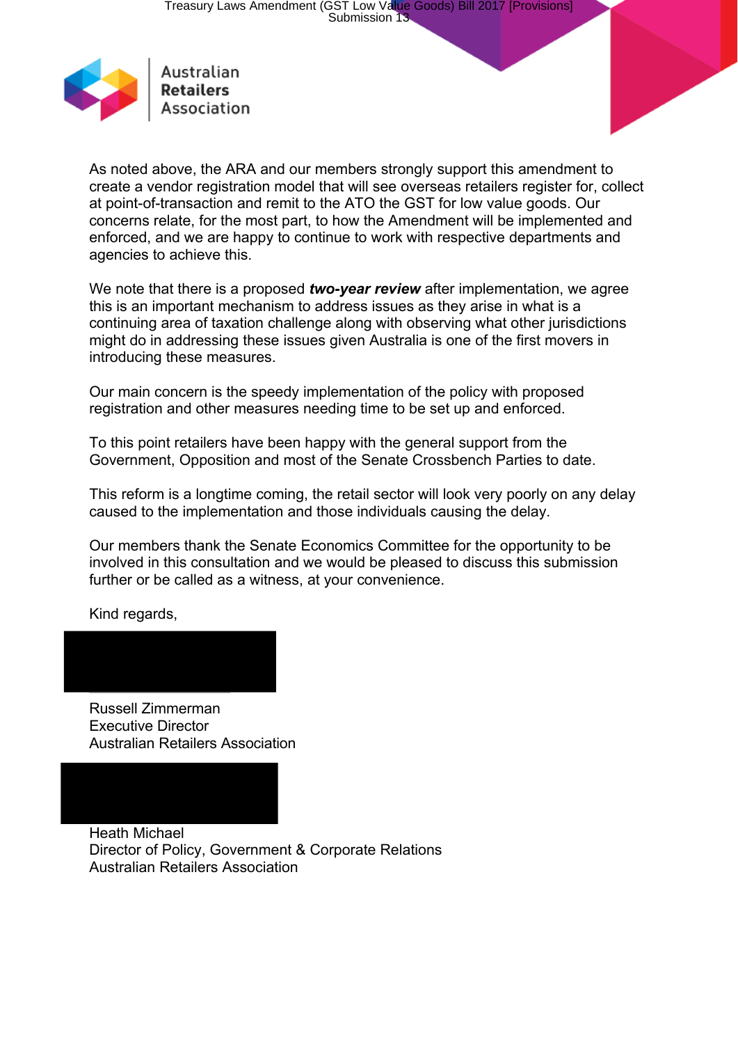As noted above, the ARA and our members strongly support this amendment to create a vendor registration model that will see overseas retailers register for, collect at point-of-transaction and remit to the ATO the GST for low value goods. Our concerns relate, for the most part, to how the Amendment will be implemented and enforced, and we are happy to continue to work with respective departments and agencies to achieve this.

We note that there is a proposed ***two-year review*** after implementation, we agree this is an important mechanism to address issues as they arise in what is a continuing area of taxation challenge along with observing what other jurisdictions might do in addressing these issues given Australia is one of the first movers in introducing these measures.

Our main concern is the speedy implementation of the policy with proposed registration and other measures needing time to be set up and enforced.

To this point retailers have been happy with the general support from the Government, Opposition and most of the Senate Crossbench Parties to date.

This reform is a longtime coming, the retail sector will look very poorly on any delay caused to the implementation and those individuals causing the delay.

Our members thank the Senate Economics Committee for the opportunity to be involved in this consultation and we would be pleased to discuss this submission further or be called as a witness, at your convenience.

Kind regards,

Russell Zimmerman
Executive Director
Australian Retailers Association

Heath Michael
Director of Policy, Government & Corporate Relations
Australian Retailers Association